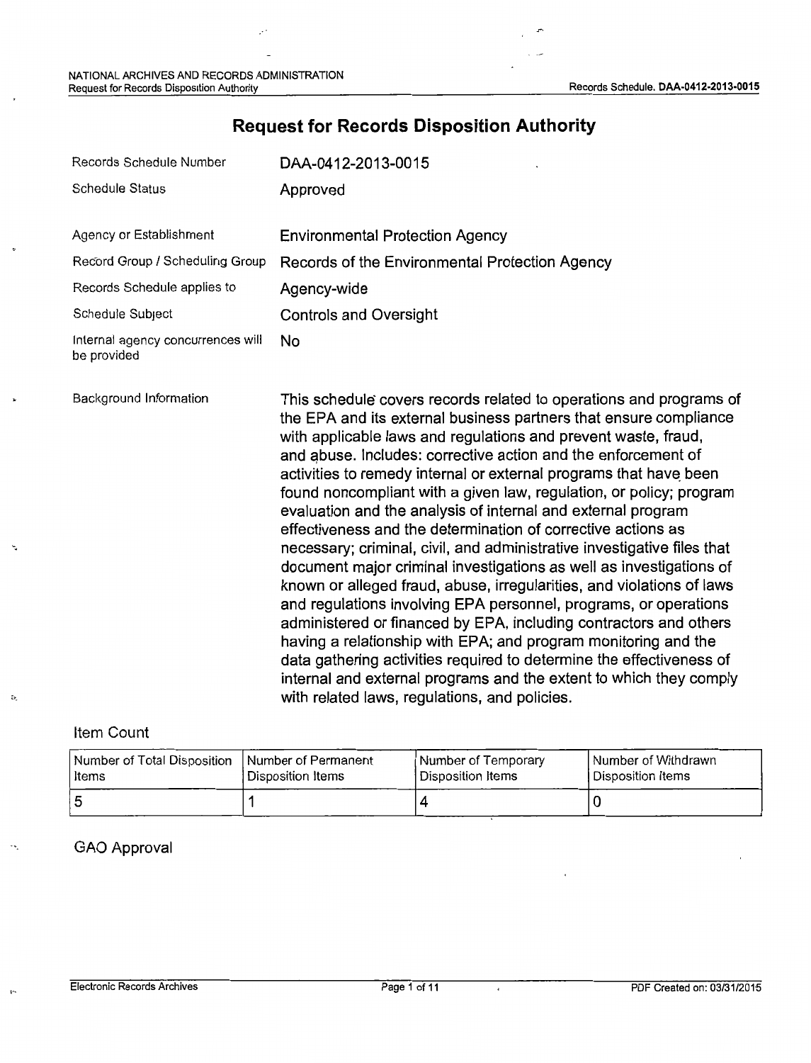# Request for Records Disposition Authority

| | |
|---|---|
| Records Schedule Number | DAA-0412-2013-0015 |
| Schedule Status | Approved |
| Agency or Establishment | Environmental Protection Agency |
| Record Group / Scheduling Group | Records of the Environmental Protection Agency |
| Records Schedule applies to | Agency-wide |
| Schedule Subject | Controls and Oversight |
| Internal agency concurrences will be provided | No |
| Background Information | This schedule covers records related to operations and programs of the EPA and its external business partners that ensure compliance with applicable laws and regulations and prevent waste, fraud, and abuse. Includes: corrective action and the enforcement of activities to remedy internal or external programs that have been found noncompliant with a given law, regulation, or policy; program evaluation and the analysis of internal and external program effectiveness and the determination of corrective actions as necessary; criminal, civil, and administrative investigative files that document major criminal investigations as well as investigations of known or alleged fraud, abuse, irregularities, and violations of laws and regulations involving EPA personnel, programs, or operations administered or financed by EPA, including contractors and others having a relationship with EPA; and program monitoring and the data gathering activities required to determine the effectiveness of internal and external programs and the extent to which they comply with related laws, regulations, and policies. |

## Item Count

| Number of Total Disposition Items | Number of Permanent Disposition Items | Number of Temporary Disposition Items | Number of Withdrawn Disposition Items |
|---|---|---|---|
| 5 | 1 | 4 | 0 |

## GAO Approval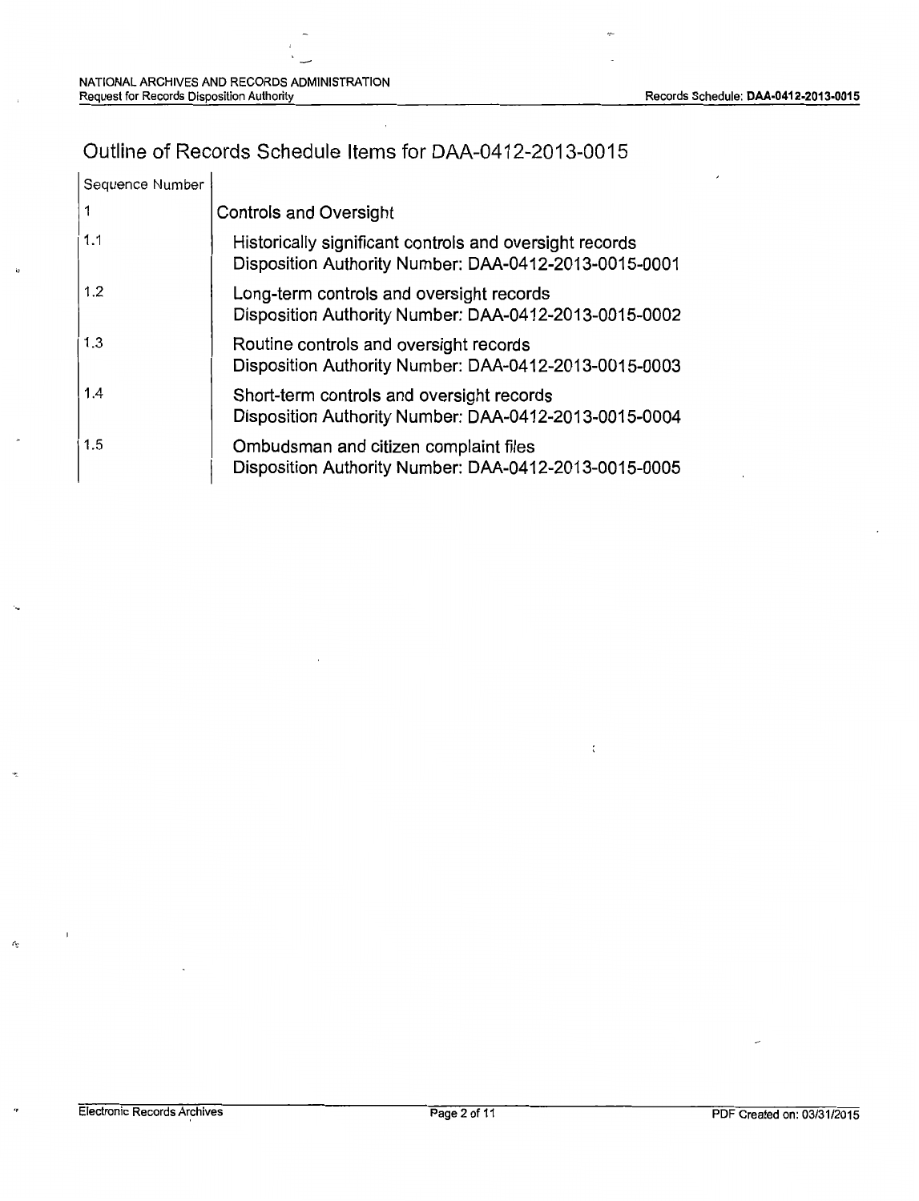# Outline of Records Schedule Items for DAA-0412-2013-0015

| Sequence Number | |
|---|---|
| 1 | Controls and Oversight |
| 1.1 | Historically significant controls and oversight records<br>Disposition Authority Number: DAA-0412-2013-0015-0001 |
| 1.2 | Long-term controls and oversight records<br>Disposition Authority Number: DAA-0412-2013-0015-0002 |
| 1.3 | Routine controls and oversight records<br>Disposition Authority Number: DAA-0412-2013-0015-0003 |
| 1.4 | Short-term controls and oversight records<br>Disposition Authority Number: DAA-0412-2013-0015-0004 |
| 1.5 | Ombudsman and citizen complaint files<br>Disposition Authority Number: DAA-0412-2013-0015-0005 |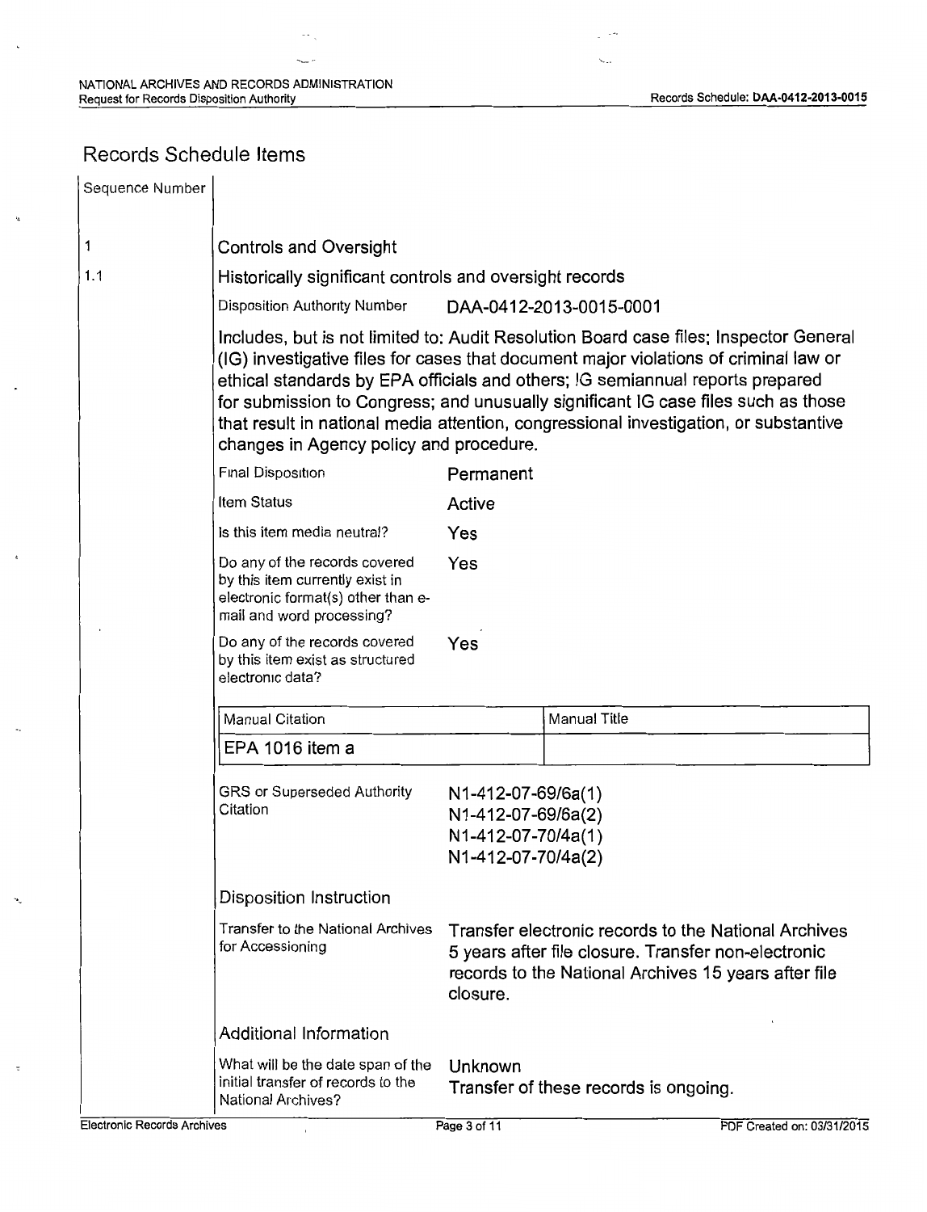## Records Schedule Items

| Sequence Number | |
|---|---|
| 1 | Controls and Oversight |
| 1.1 | Historically significant controls and oversight records |

Disposition Authority Number: DAA-0412-2013-0015-0001

Includes, but is not limited to: Audit Resolution Board case files; Inspector General (IG) investigative files for cases that document major violations of criminal law or ethical standards by EPA officials and others; IG semiannual reports prepared for submission to Congress; and unusually significant IG case files such as those that result in national media attention, congressional investigation, or substantive changes in Agency policy and procedure.

| | |
|---|---|
| Final Disposition | Permanent |
| Item Status | Active |
| Is this item media neutral? | Yes |
| Do any of the records covered by this item currently exist in electronic format(s) other than e-mail and word processing? | Yes |
| Do any of the records covered by this item exist as structured electronic data? | Yes |

| Manual Citation | Manual Title |
|---|---|
| EPA 1016 item a | |

GRS or Superseded Authority Citation:
N1-412-07-69/6a(1)
N1-412-07-69/6a(2)
N1-412-07-70/4a(1)
N1-412-07-70/4a(2)

### Disposition Instruction

| | |
|---|---|
| Transfer to the National Archives for Accessioning | Transfer electronic records to the National Archives 5 years after file closure. Transfer non-electronic records to the National Archives 15 years after file closure. |

### Additional Information

| | |
|---|---|
| What will be the date span of the initial transfer of records to the National Archives? | Unknown<br>Transfer of these records is ongoing. |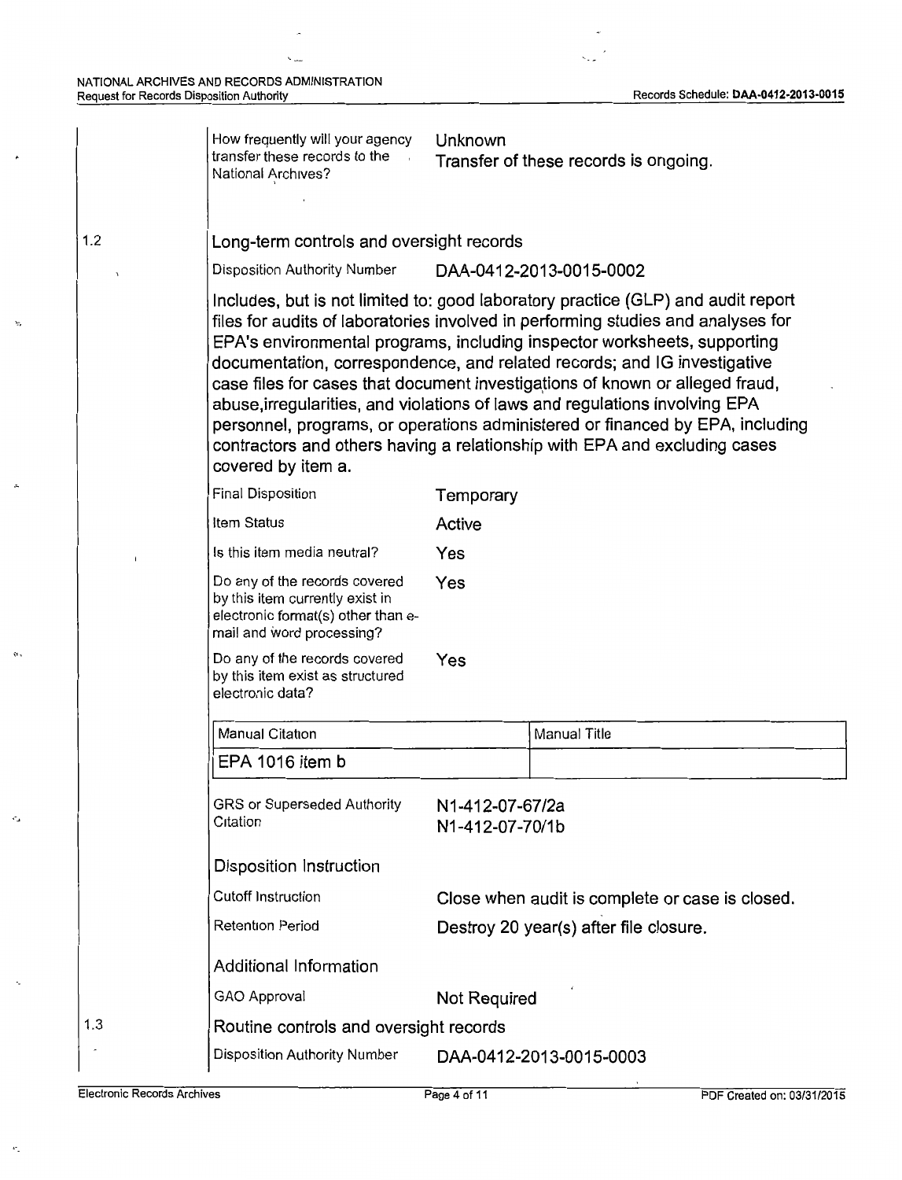| | |
|---|---|
| How frequently will your agency transfer these records to the National Archives? | Unknown<br>Transfer of these records is ongoing. |

## 1.2 Long-term controls and oversight records

| | |
|---|---|
| Disposition Authority Number | DAA-0412-2013-0015-0002 |

Includes, but is not limited to: good laboratory practice (GLP) and audit report files for audits of laboratories involved in performing studies and analyses for EPA's environmental programs, including inspector worksheets, supporting documentation, correspondence, and related records; and IG investigative case files for cases that document investigations of known or alleged fraud, abuse,irregularities, and violations of laws and regulations involving EPA personnel, programs, or operations administered or financed by EPA, including contractors and others having a relationship with EPA and excluding cases covered by item a.

| | |
|---|---|
| Final Disposition | Temporary |
| Item Status | Active |
| Is this item media neutral? | Yes |
| Do any of the records covered by this item currently exist in electronic format(s) other than e-mail and word processing? | Yes |
| Do any of the records covered by this item exist as structured electronic data? | Yes |

| Manual Citation | Manual Title |
|---|---|
| EPA 1016 item b | |

| | |
|---|---|
| GRS or Superseded Authority Citation | N1-412-07-67/2a<br>N1-412-07-70/1b |

### Disposition Instruction

| | |
|---|---|
| Cutoff Instruction | Close when audit is complete or case is closed. |
| Retention Period | Destroy 20 year(s) after file closure. |

### Additional Information

| | |
|---|---|
| GAO Approval | Not Required |

## 1.3 Routine controls and oversight records

| | |
|---|---|
| Disposition Authority Number | DAA-0412-2013-0015-0003 |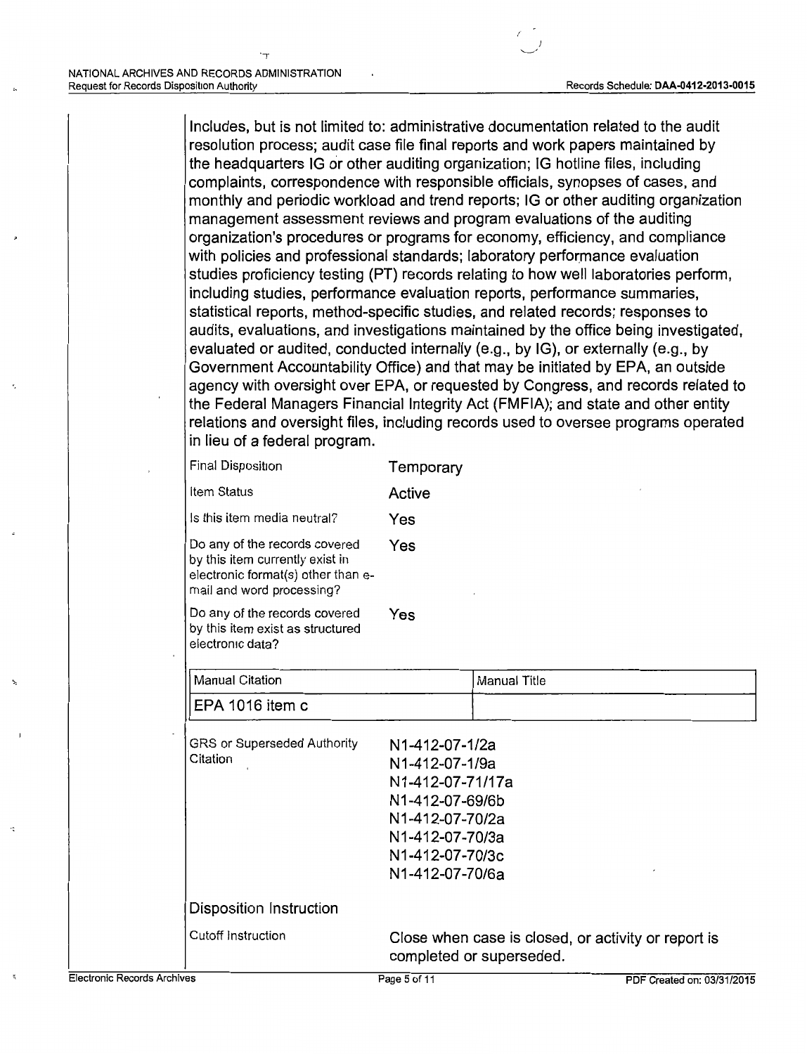Includes, but is not limited to: administrative documentation related to the audit resolution process; audit case file final reports and work papers maintained by the headquarters IG or other auditing organization; IG hotline files, including complaints, correspondence with responsible officials, synopses of cases, and monthly and periodic workload and trend reports; IG or other auditing organization management assessment reviews and program evaluations of the auditing organization's procedures or programs for economy, efficiency, and compliance with policies and professional standards; laboratory performance evaluation studies proficiency testing (PT) records relating to how well laboratories perform, including studies, performance evaluation reports, performance summaries, statistical reports, method-specific studies, and related records; responses to audits, evaluations, and investigations maintained by the office being investigated, evaluated or audited, conducted internally (e.g., by IG), or externally (e.g., by Government Accountability Office) and that may be initiated by EPA, an outside agency with oversight over EPA, or requested by Congress, and records related to the Federal Managers Financial Integrity Act (FMFIA); and state and other entity relations and oversight files, including records used to oversee programs operated in lieu of a federal program.

| | |
|---|---|
| Final Disposition | Temporary |
| Item Status | Active |
| Is this item media neutral? | Yes |
| Do any of the records covered by this item currently exist in electronic format(s) other than e-mail and word processing? | Yes |
| Do any of the records covered by this item exist as structured electronic data? | Yes |

| Manual Citation | Manual Title |
|---|---|
| EPA 1016 item c | |

| | |
|---|---|
| GRS or Superseded Authority Citation | N1-412-07-1/2a<br>N1-412-07-1/9a<br>N1-412-07-71/17a<br>N1-412-07-69/6b<br>N1-412-07-70/2a<br>N1-412-07-70/3a<br>N1-412-07-70/3c<br>N1-412-07-70/6a |

Disposition Instruction

| | |
|---|---|
| Cutoff Instruction | Close when case is closed, or activity or report is completed or superseded. |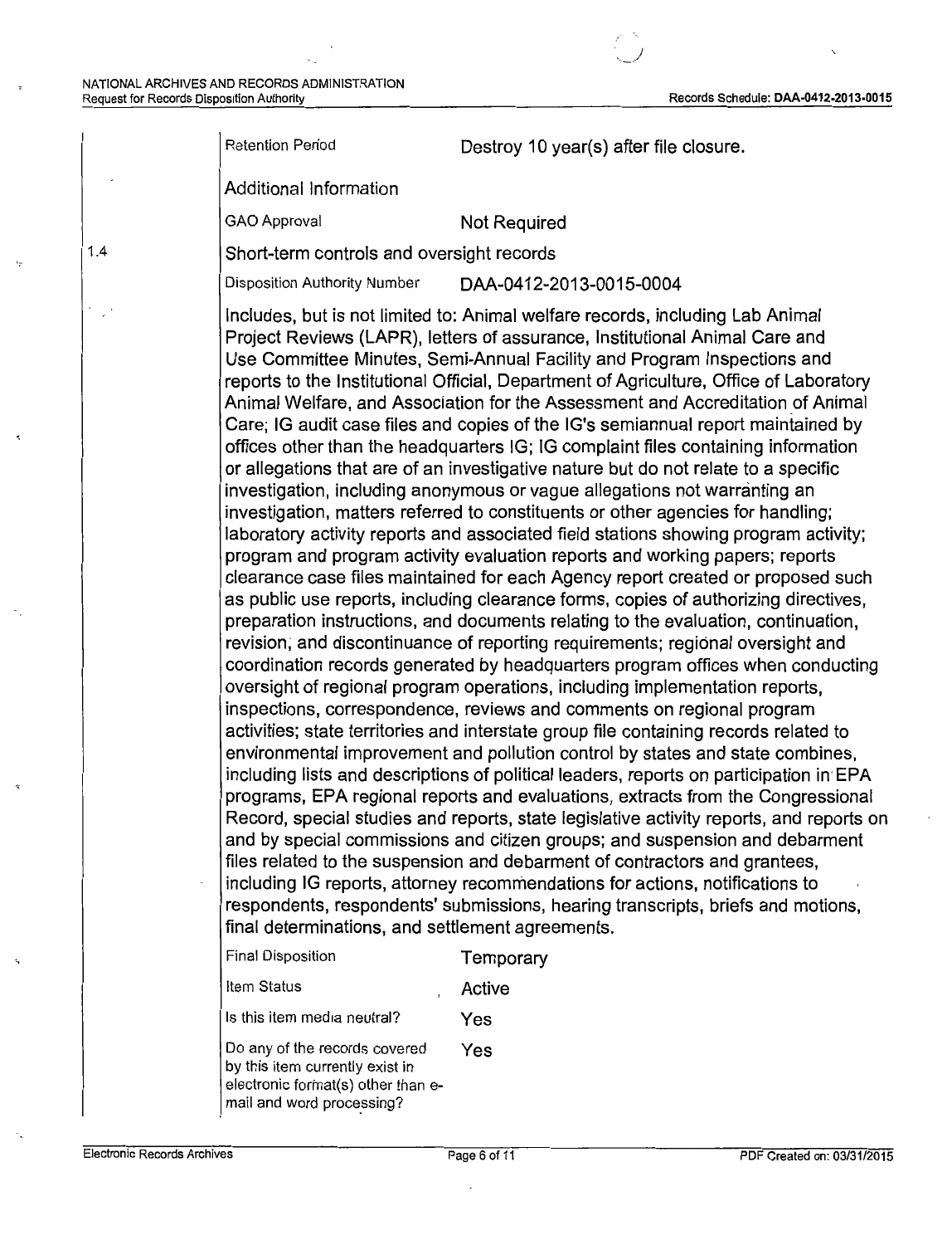| | |
|---|---|
| Retention Period | Destroy 10 year(s) after file closure. |

Additional Information

| | |
|---|---|
| GAO Approval | Not Required |

### 1.4 Short-term controls and oversight records

| | |
|---|---|
| Disposition Authority Number | DAA-0412-2013-0015-0004 |

Includes, but is not limited to: Animal welfare records, including Lab Animal Project Reviews (LAPR), letters of assurance, Institutional Animal Care and Use Committee Minutes, Semi-Annual Facility and Program Inspections and reports to the Institutional Official, Department of Agriculture, Office of Laboratory Animal Welfare, and Association for the Assessment and Accreditation of Animal Care; IG audit case files and copies of the IG's semiannual report maintained by offices other than the headquarters IG; IG complaint files containing information or allegations that are of an investigative nature but do not relate to a specific investigation, including anonymous or vague allegations not warranting an investigation, matters referred to constituents or other agencies for handling; laboratory activity reports and associated field stations showing program activity; program and program activity evaluation reports and working papers; reports clearance case files maintained for each Agency report created or proposed such as public use reports, including clearance forms, copies of authorizing directives, preparation instructions, and documents relating to the evaluation, continuation, revision, and discontinuance of reporting requirements; regional oversight and coordination records generated by headquarters program offices when conducting oversight of regional program operations, including implementation reports, inspections, correspondence, reviews and comments on regional program activities; state territories and interstate group file containing records related to environmental improvement and pollution control by states and state combines, including lists and descriptions of political leaders, reports on participation in EPA programs, EPA regional reports and evaluations, extracts from the Congressional Record, special studies and reports, state legislative activity reports, and reports on and by special commissions and citizen groups; and suspension and debarment files related to the suspension and debarment of contractors and grantees, including IG reports, attorney recommendations for actions, notifications to respondents, respondents' submissions, hearing transcripts, briefs and motions, final determinations, and settlement agreements.

| | |
|---|---|
| Final Disposition | Temporary |
| Item Status | Active |
| Is this item media neutral? | Yes |
| Do any of the records covered by this item currently exist in electronic format(s) other than e-mail and word processing? | Yes |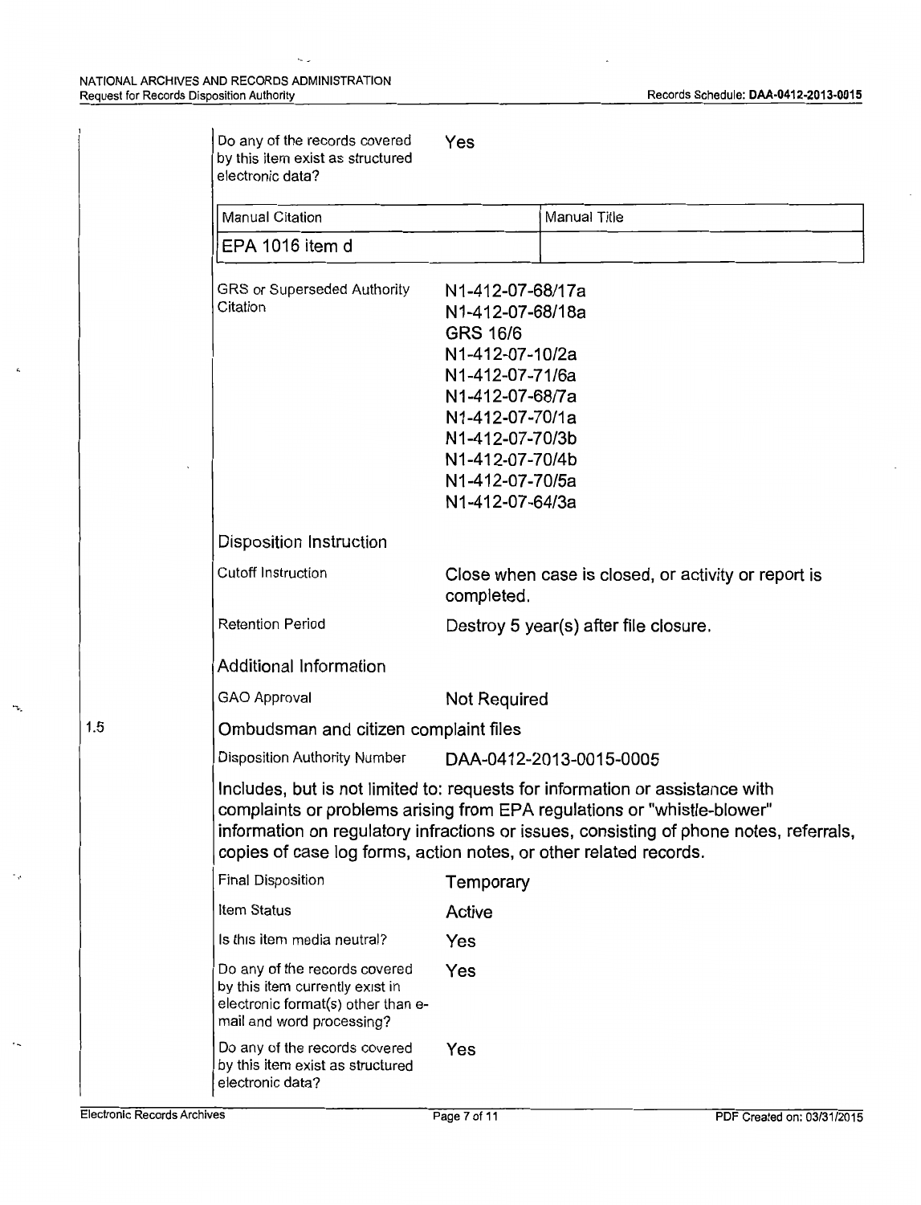Do any of the records covered by this item exist as structured electronic data? Yes

| Manual Citation | Manual Title |
| --- | --- |
| EPA 1016 item d | |

GRS or Superseded Authority Citation

N1-412-07-68/17a
N1-412-07-68/18a
GRS 16/6
N1-412-07-10/2a
N1-412-07-71/6a
N1-412-07-68/7a
N1-412-07-70/1a
N1-412-07-70/3b
N1-412-07-70/4b
N1-412-07-70/5a
N1-412-07-64/3a

Disposition Instruction

Cutoff Instruction: Close when case is closed, or activity or report is completed.

Retention Period: Destroy 5 year(s) after file closure.

Additional Information

GAO Approval: Not Required

## 1.5 Ombudsman and citizen complaint files

Disposition Authority Number: DAA-0412-2013-0015-0005

Includes, but is not limited to: requests for information or assistance with complaints or problems arising from EPA regulations or "whistle-blower" information on regulatory infractions or issues, consisting of phone notes, referrals, copies of case log forms, action notes, or other related records.

Final Disposition: Temporary

Item Status: Active

Is this item media neutral? Yes

Do any of the records covered by this item currently exist in electronic format(s) other than e-mail and word processing? Yes

Do any of the records covered by this item exist as structured electronic data? Yes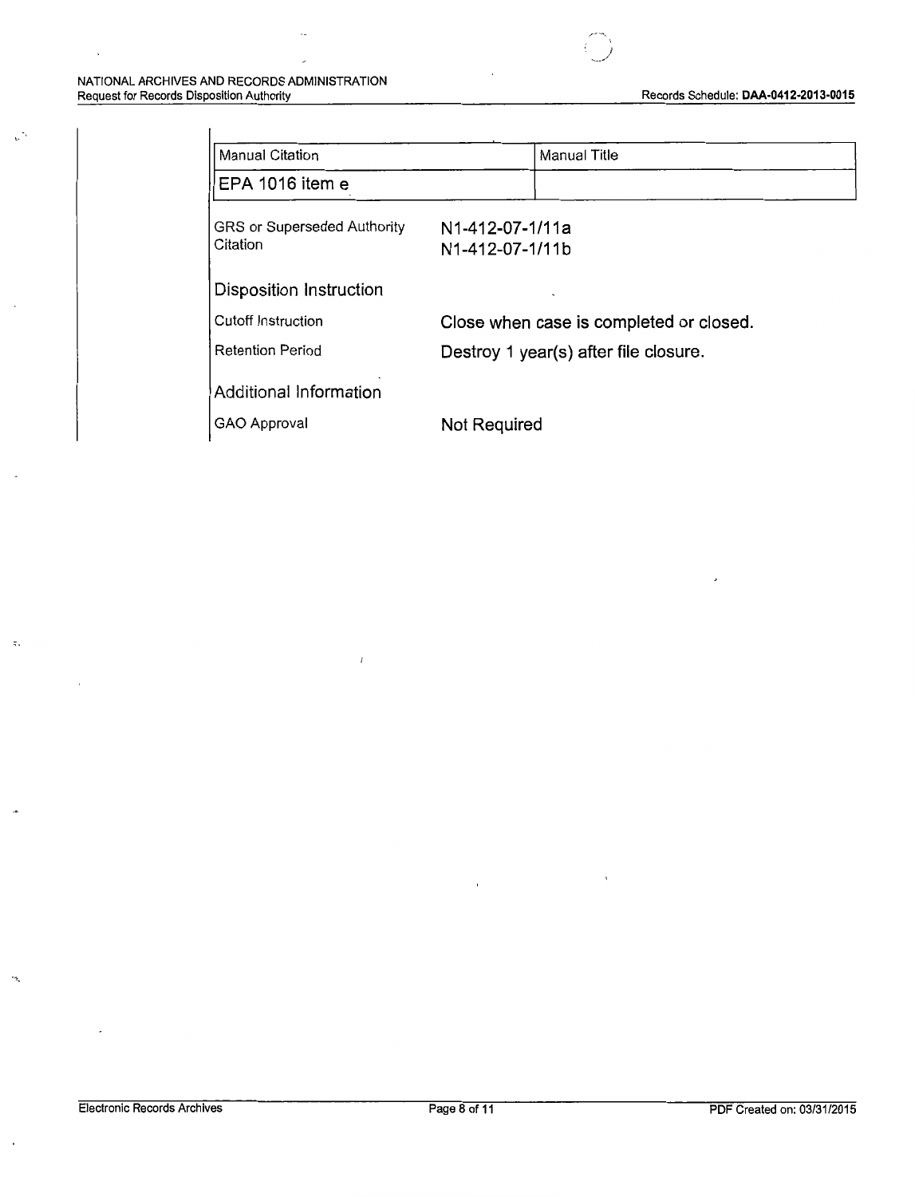| Manual Citation | Manual Title |
| --- | --- |
| EPA 1016 item e | |

GRS or Superseded Authority Citation: N1-412-07-1/11a
N1-412-07-1/11b

## Disposition Instruction

Cutoff Instruction: Close when case is completed or closed.

Retention Period: Destroy 1 year(s) after file closure.

## Additional Information

GAO Approval: Not Required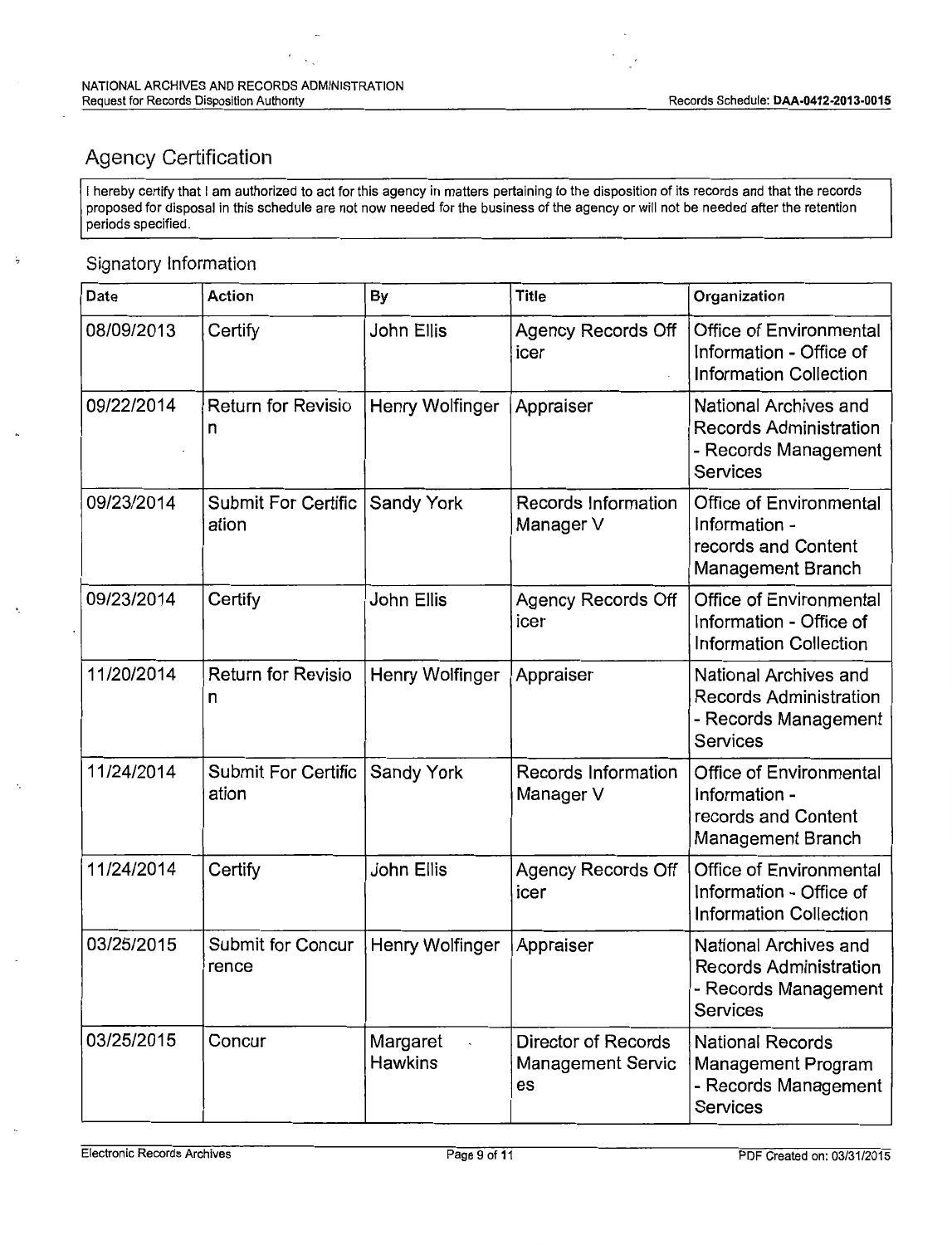## Agency Certification

I hereby certify that I am authorized to act for this agency in matters pertaining to the disposition of its records and that the records proposed for disposal in this schedule are not now needed for the business of the agency or will not be needed after the retention periods specified.

### Signatory Information

| Date | Action | By | Title | Organization |
|---|---|---|---|---|
| 08/09/2013 | Certify | John Ellis | Agency Records Officer | Office of Environmental Information - Office of Information Collection |
| 09/22/2014 | Return for Revision | Henry Wolfinger | Appraiser | National Archives and Records Administration - Records Management Services |
| 09/23/2014 | Submit For Certification | Sandy York | Records Information Manager V | Office of Environmental Information - records and Content Management Branch |
| 09/23/2014 | Certify | John Ellis | Agency Records Officer | Office of Environmental Information - Office of Information Collection |
| 11/20/2014 | Return for Revision | Henry Wolfinger | Appraiser | National Archives and Records Administration - Records Management Services |
| 11/24/2014 | Submit For Certification | Sandy York | Records Information Manager V | Office of Environmental Information - records and Content Management Branch |
| 11/24/2014 | Certify | John Ellis | Agency Records Officer | Office of Environmental Information - Office of Information Collection |
| 03/25/2015 | Submit for Concurrence | Henry Wolfinger | Appraiser | National Archives and Records Administration - Records Management Services |
| 03/25/2015 | Concur | Margaret Hawkins | Director of Records Management Services | National Records Management Program - Records Management Services |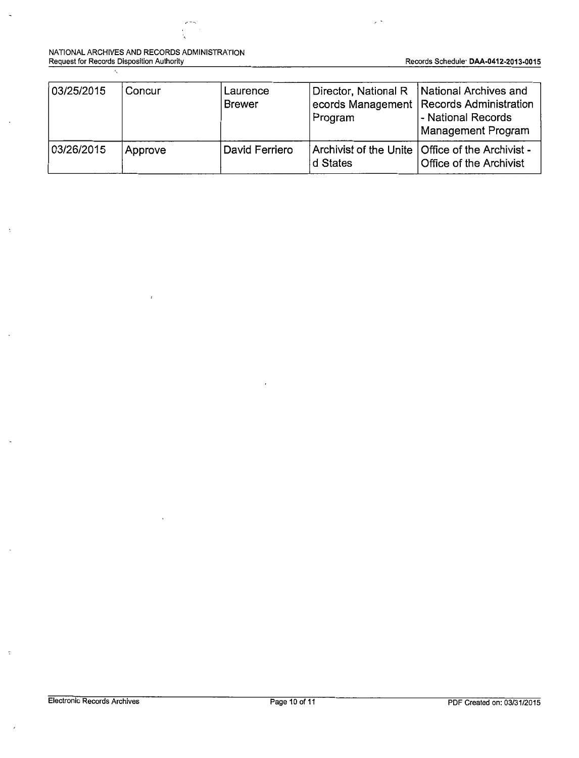| 03/25/2015 | Concur | Laurence Brewer | Director, National Records Management Program | National Archives and Records Administration - National Records Management Program |
|---|---|---|---|---|
| 03/26/2015 | Approve | David Ferriero | Archivist of the United States | Office of the Archivist - Office of the Archivist |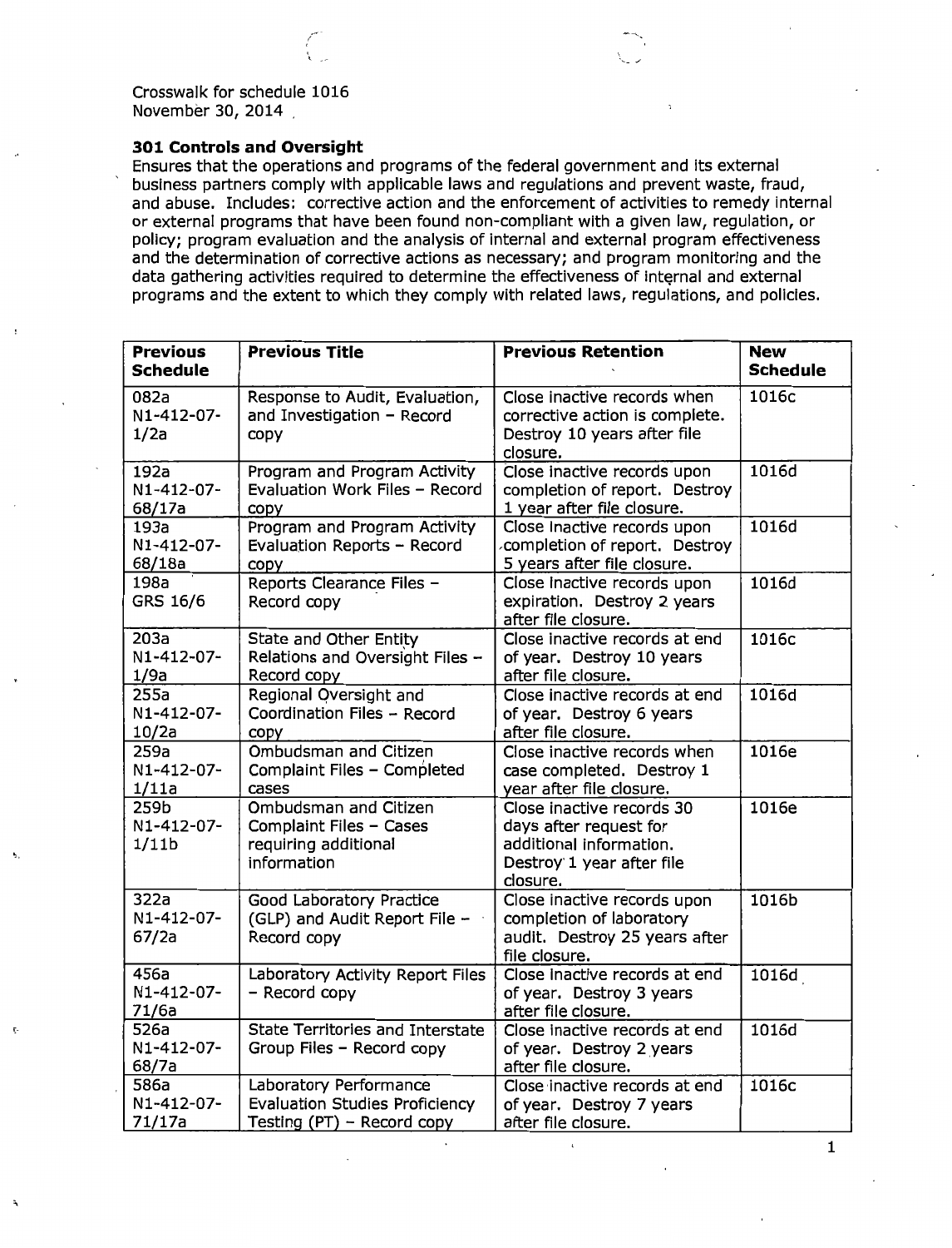Crosswalk for schedule 1016
November 30, 2014

**301 Controls and Oversight**

Ensures that the operations and programs of the federal government and its external business partners comply with applicable laws and regulations and prevent waste, fraud, and abuse. Includes: corrective action and the enforcement of activities to remedy internal or external programs that have been found non-compliant with a given law, regulation, or policy; program evaluation and the analysis of internal and external program effectiveness and the determination of corrective actions as necessary; and program monitoring and the data gathering activities required to determine the effectiveness of internal and external programs and the extent to which they comply with related laws, regulations, and policies.

| Previous Schedule | Previous Title | Previous Retention | New Schedule |
|---|---|---|---|
| 082a N1-412-07-1/2a | Response to Audit, Evaluation, and Investigation – Record copy | Close inactive records when corrective action is complete. Destroy 10 years after file closure. | 1016c |
| 192a N1-412-07-68/17a | Program and Program Activity Evaluation Work Files – Record copy | Close inactive records upon completion of report. Destroy 1 year after file closure. | 1016d |
| 193a N1-412-07-68/18a | Program and Program Activity Evaluation Reports – Record copy | Close inactive records upon completion of report. Destroy 5 years after file closure. | 1016d |
| 198a GRS 16/6 | Reports Clearance Files – Record copy | Close inactive records upon expiration. Destroy 2 years after file closure. | 1016d |
| 203a N1-412-07-1/9a | State and Other Entity Relations and Oversight Files – Record copy | Close inactive records at end of year. Destroy 10 years after file closure. | 1016c |
| 255a N1-412-07-10/2a | Regional Oversight and Coordination Files – Record copy | Close inactive records at end of year. Destroy 6 years after file closure. | 1016d |
| 259a N1-412-07-1/11a | Ombudsman and Citizen Complaint Files – Completed cases | Close inactive records when case completed. Destroy 1 year after file closure. | 1016e |
| 259b N1-412-07-1/11b | Ombudsman and Citizen Complaint Files – Cases requiring additional information | Close inactive records 30 days after request for additional information. Destroy 1 year after file closure. | 1016e |
| 322a N1-412-07-67/2a | Good Laboratory Practice (GLP) and Audit Report File – Record copy | Close inactive records upon completion of laboratory audit. Destroy 25 years after file closure. | 1016b |
| 456a N1-412-07-71/6a | Laboratory Activity Report Files – Record copy | Close inactive records at end of year. Destroy 3 years after file closure. | 1016d |
| 526a N1-412-07-68/7a | State Territories and Interstate Group Files – Record copy | Close inactive records at end of year. Destroy 2 years after file closure. | 1016d |
| 586a N1-412-07-71/17a | Laboratory Performance Evaluation Studies Proficiency Testing (PT) – Record copy | Close inactive records at end of year. Destroy 7 years after file closure. | 1016c |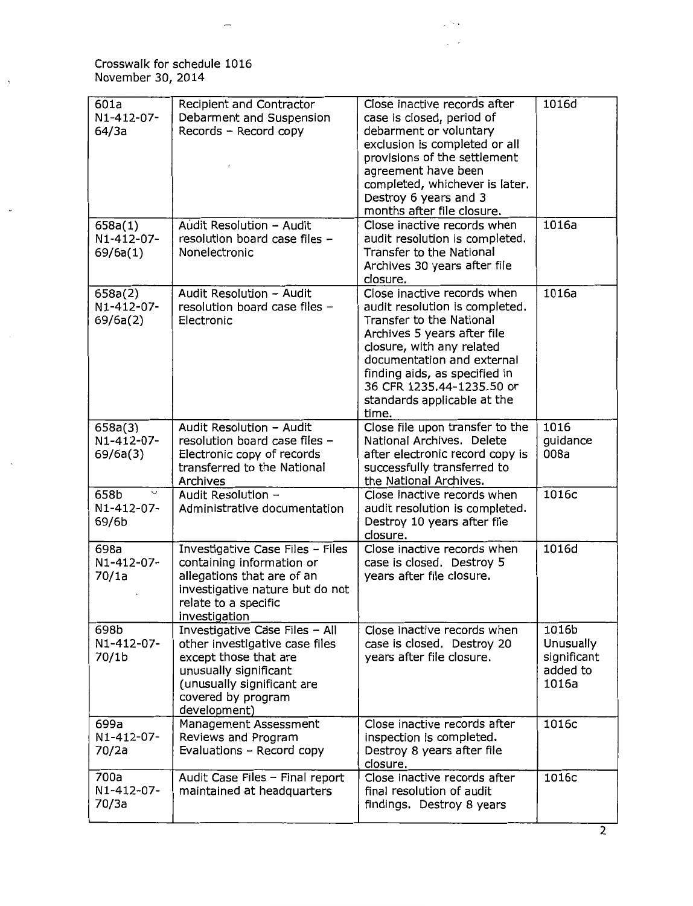Crosswalk for schedule 1016
November 30, 2014

| 601a N1-412-07-64/3a | Recipient and Contractor Debarment and Suspension Records – Record copy | Close inactive records after case is closed, period of debarment or voluntary exclusion is completed or all provisions of the settlement agreement have been completed, whichever is later. Destroy 6 years and 3 months after file closure. | 1016d |
|---|---|---|---|
| 658a(1) N1-412-07-69/6a(1) | Audit Resolution – Audit resolution board case files – Nonelectronic | Close inactive records when audit resolution is completed. Transfer to the National Archives 30 years after file closure. | 1016a |
| 658a(2) N1-412-07-69/6a(2) | Audit Resolution – Audit resolution board case files – Electronic | Close inactive records when audit resolution is completed. Transfer to the National Archives 5 years after file closure, with any related documentation and external finding aids, as specified in 36 CFR 1235.44-1235.50 or standards applicable at the time. | 1016a |
| 658a(3) N1-412-07-69/6a(3) | Audit Resolution – Audit resolution board case files – Electronic copy of records transferred to the National Archives | Close file upon transfer to the National Archives. Delete after electronic record copy is successfully transferred to the National Archives. | 1016 guidance 008a |
| 658b N1-412-07-69/6b | Audit Resolution – Administrative documentation | Close inactive records when audit resolution is completed. Destroy 10 years after file closure. | 1016c |
| 698a N1-412-07-70/1a | Investigative Case Files – Files containing information or allegations that are of an investigative nature but do not relate to a specific investigation | Close inactive records when case is closed. Destroy 5 years after file closure. | 1016d |
| 698b N1-412-07-70/1b | Investigative Case Files – All other investigative case files except those that are unusually significant (unusually significant are covered by program development) | Close inactive records when case is closed. Destroy 20 years after file closure. | 1016b Unusually significant added to 1016a |
| 699a N1-412-07-70/2a | Management Assessment Reviews and Program Evaluations – Record copy | Close inactive records after inspection is completed. Destroy 8 years after file closure. | 1016c |
| 700a N1-412-07-70/3a | Audit Case Files – Final report maintained at headquarters | Close inactive records after final resolution of audit findings. Destroy 8 years | 1016c |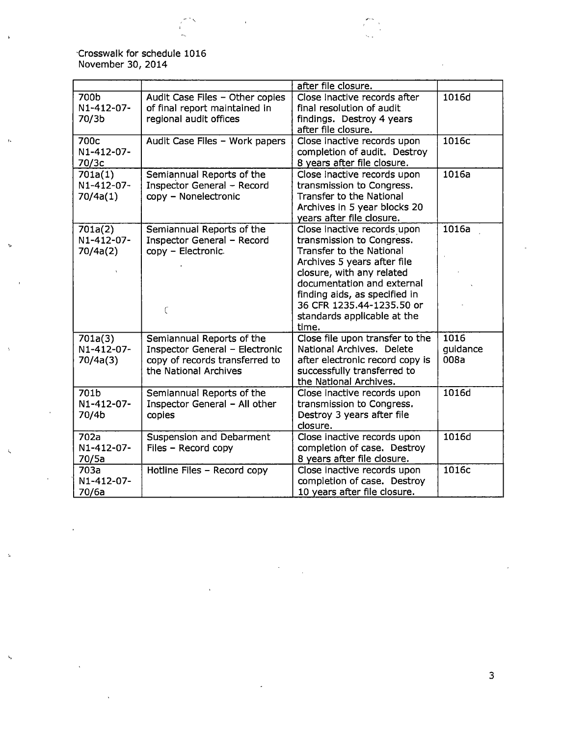Crosswalk for schedule 1016
November 30, 2014

| | | | |
|---|---|---|---|
| | | after file closure. | |
| 700b N1-412-07-70/3b | Audit Case Files – Other copies of final report maintained in regional audit offices | Close inactive records after final resolution of audit findings. Destroy 4 years after file closure. | 1016d |
| 700c N1-412-07-70/3c | Audit Case Files – Work papers | Close inactive records upon completion of audit. Destroy 8 years after file closure. | 1016c |
| 701a(1) N1-412-07-70/4a(1) | Semiannual Reports of the Inspector General – Record copy – Nonelectronic | Close inactive records upon transmission to Congress. Transfer to the National Archives in 5 year blocks 20 years after file closure. | 1016a |
| 701a(2) N1-412-07-70/4a(2) | Semiannual Reports of the Inspector General – Record copy – Electronic. | Close inactive records upon transmission to Congress. Transfer to the National Archives 5 years after file closure, with any related documentation and external finding aids, as specified in 36 CFR 1235.44-1235.50 or standards applicable at the time. | 1016a |
| 701a(3) N1-412-07-70/4a(3) | Semiannual Reports of the Inspector General – Electronic copy of records transferred to the National Archives | Close file upon transfer to the National Archives. Delete after electronic record copy is successfully transferred to the National Archives. | 1016 guidance 008a |
| 701b N1-412-07-70/4b | Semiannual Reports of the Inspector General – All other copies | Close inactive records upon transmission to Congress. Destroy 3 years after file closure. | 1016d |
| 702a N1-412-07-70/5a | Suspension and Debarment Files – Record copy | Close inactive records upon completion of case. Destroy 8 years after file closure. | 1016d |
| 703a N1-412-07-70/6a | Hotline Files – Record copy | Close inactive records upon completion of case. Destroy 10 years after file closure. | 1016c |